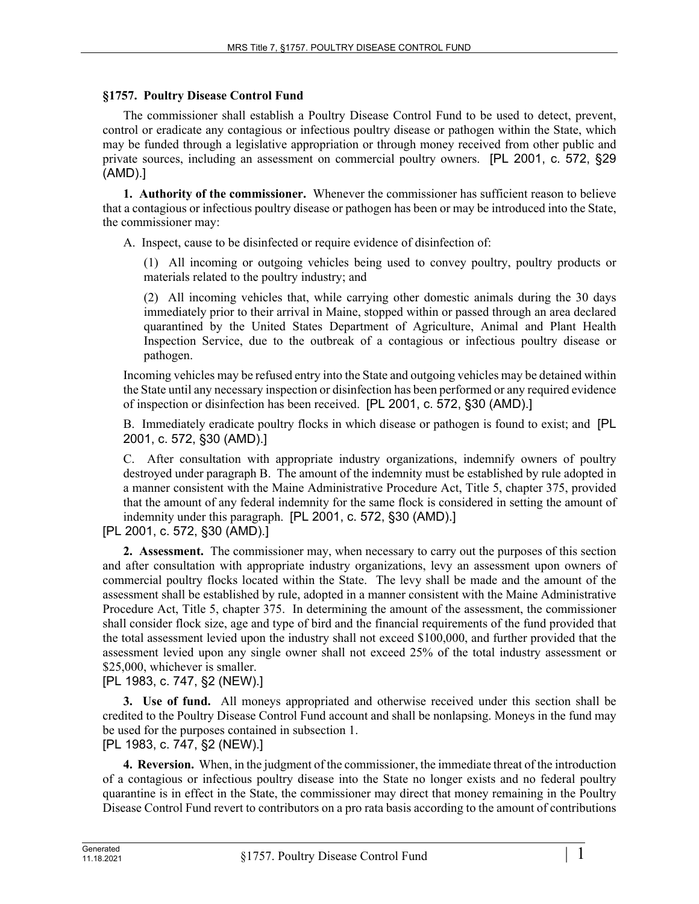### §1757. Poultry Disease Control Fund

The commissioner shall establish a Poultry Disease Control Fund to be used to detect, prevent, control or eradicate any contagious or infectious poultry disease or pathogen within the State, which may be funded through a legislative appropriation or through money received from other public and private sources, including an assessment on commercial poultry owners. [PL 2001, c. 572, §29 (AMD).]

**1. Authority of the commissioner.** Whenever the commissioner has sufficient reason to believe that a contagious or infectious poultry disease or pathogen has been or may be introduced into the State, the commissioner may:

A. Inspect, cause to be disinfected or require evidence of disinfection of:

(1) All incoming or outgoing vehicles being used to convey poultry, poultry products or materials related to the poultry industry; and

(2) All incoming vehicles that, while carrying other domestic animals during the 30 days immediately prior to their arrival in Maine, stopped within or passed through an area declared quarantined by the United States Department of Agriculture, Animal and Plant Health Inspection Service, due to the outbreak of a contagious or infectious poultry disease or pathogen.

Incoming vehicles may be refused entry into the State and outgoing vehicles may be detained within the State until any necessary inspection or disinfection has been performed or any required evidence of inspection or disinfection has been received. [PL 2001, c. 572, §30 (AMD).]

B. Immediately eradicate poultry flocks in which disease or pathogen is found to exist; and [PL 2001, c. 572, §30 (AMD).]

C. After consultation with appropriate industry organizations, indemnify owners of poultry destroyed under paragraph B. The amount of the indemnity must be established by rule adopted in a manner consistent with the Maine Administrative Procedure Act, Title 5, chapter 375, provided that the amount of any federal indemnity for the same flock is considered in setting the amount of indemnity under this paragraph. [PL 2001, c. 572, §30 (AMD).]

[PL 2001, c. 572, §30 (AMD).]

**2. Assessment.** The commissioner may, when necessary to carry out the purposes of this section and after consultation with appropriate industry organizations, levy an assessment upon owners of commercial poultry flocks located within the State. The levy shall be made and the amount of the assessment shall be established by rule, adopted in a manner consistent with the Maine Administrative Procedure Act, Title 5, chapter 375. In determining the amount of the assessment, the commissioner shall consider flock size, age and type of bird and the financial requirements of the fund provided that the total assessment levied upon the industry shall not exceed $100,000, and further provided that the assessment levied upon any single owner shall not exceed 25% of the total industry assessment or $25,000, whichever is smaller.

[PL 1983, c. 747, §2 (NEW).]

**3. Use of fund.** All moneys appropriated and otherwise received under this section shall be credited to the Poultry Disease Control Fund account and shall be nonlapsing. Moneys in the fund may be used for the purposes contained in subsection 1.

[PL 1983, c. 747, §2 (NEW).]

**4. Reversion.** When, in the judgment of the commissioner, the immediate threat of the introduction of a contagious or infectious poultry disease into the State no longer exists and no federal poultry quarantine is in effect in the State, the commissioner may direct that money remaining in the Poultry Disease Control Fund revert to contributors on a pro rata basis according to the amount of contributions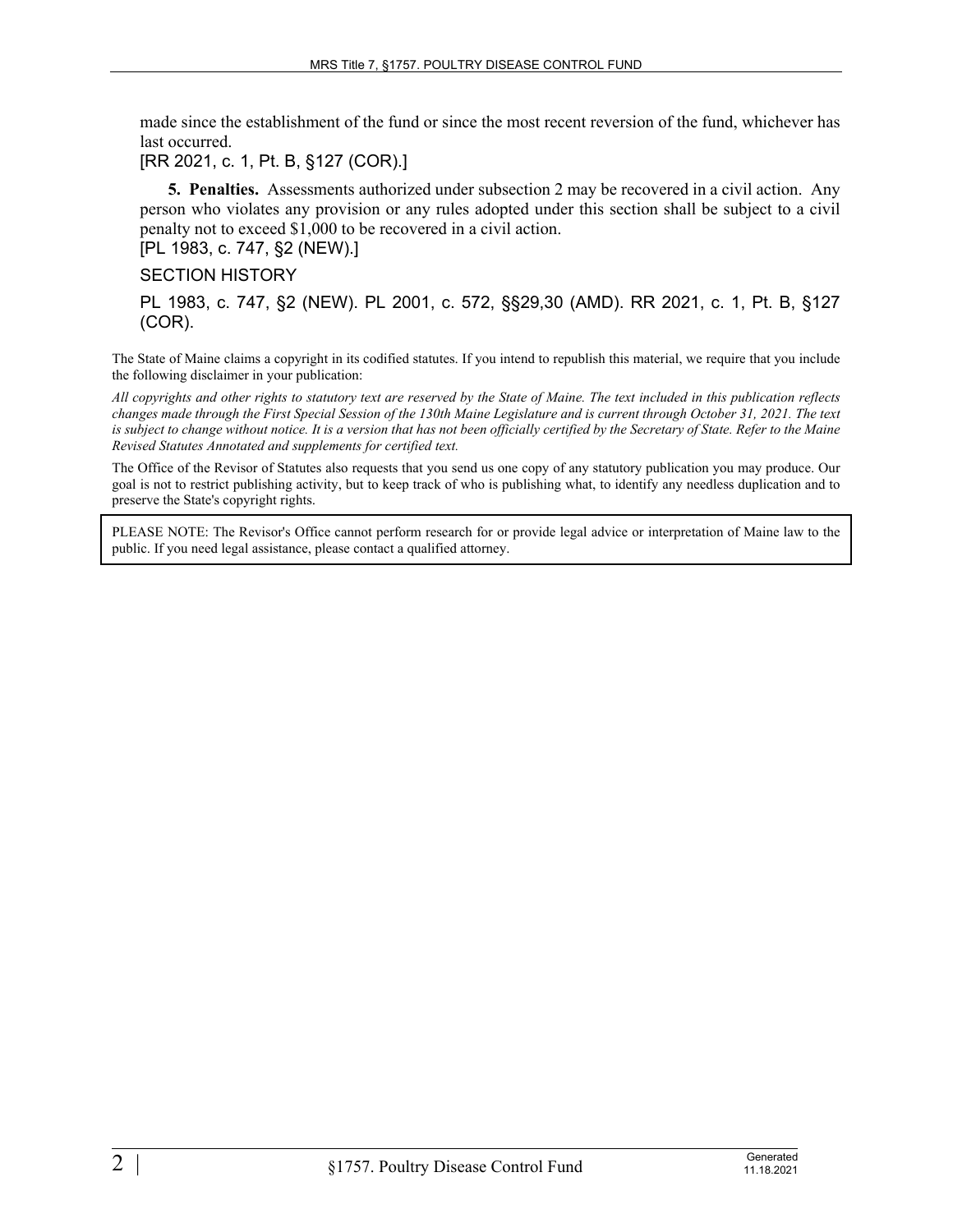made since the establishment of the fund or since the most recent reversion of the fund, whichever has last occurred.

[RR 2021, c. 1, Pt. B, §127 (COR).]

**5. Penalties.** Assessments authorized under subsection 2 may be recovered in a civil action. Any person who violates any provision or any rules adopted under this section shall be subject to a civil penalty not to exceed $1,000 to be recovered in a civil action.

[PL 1983, c. 747, §2 (NEW).]

SECTION HISTORY

PL 1983, c. 747, §2 (NEW). PL 2001, c. 572, §§29,30 (AMD). RR 2021, c. 1, Pt. B, §127 (COR).

The State of Maine claims a copyright in its codified statutes. If you intend to republish this material, we require that you include the following disclaimer in your publication:

*All copyrights and other rights to statutory text are reserved by the State of Maine. The text included in this publication reflects changes made through the First Special Session of the 130th Maine Legislature and is current through October 31, 2021. The text is subject to change without notice. It is a version that has not been officially certified by the Secretary of State. Refer to the Maine Revised Statutes Annotated and supplements for certified text.*

The Office of the Revisor of Statutes also requests that you send us one copy of any statutory publication you may produce. Our goal is not to restrict publishing activity, but to keep track of who is publishing what, to identify any needless duplication and to preserve the State's copyright rights.

PLEASE NOTE: The Revisor's Office cannot perform research for or provide legal advice or interpretation of Maine law to the public. If you need legal assistance, please contact a qualified attorney.